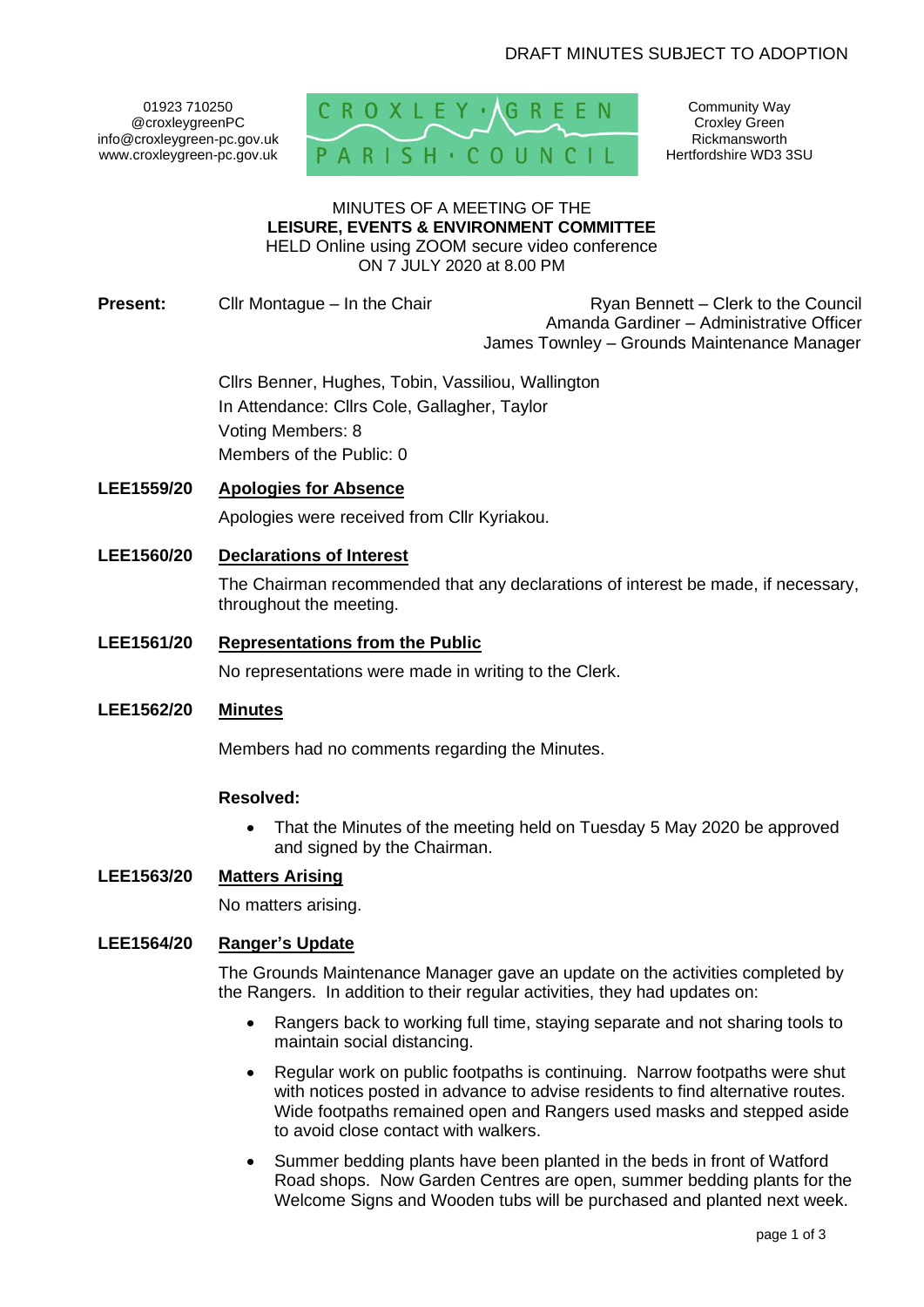DRAFT MINUTES SUBJECT TO ADOPTION

01923 710250
@croxleygreenPC
info@croxleygreen-pc.gov.uk
www.croxleygreen-pc.gov.uk

CROXLEY GREEN PARISH COUNCIL

Community Way
Croxley Green
Rickmansworth
Hertfordshire WD3 3SU

MINUTES OF A MEETING OF THE
**LEISURE, EVENTS & ENVIRONMENT COMMITTEE**
HELD Online using ZOOM secure video conference
ON 7 JULY 2020 at 8.00 PM

**Present:** Cllr Montague – In the Chair

Ryan Bennett – Clerk to the Council
Amanda Gardiner – Administrative Officer
James Townley – Grounds Maintenance Manager

Cllrs Benner, Hughes, Tobin, Vassiliou, Wallington
In Attendance: Cllrs Cole, Gallagher, Taylor
Voting Members: 8
Members of the Public: 0

**LEE1559/20 Apologies for Absence**

Apologies were received from Cllr Kyriakou.

**LEE1560/20 Declarations of Interest**

The Chairman recommended that any declarations of interest be made, if necessary, throughout the meeting.

**LEE1561/20 Representations from the Public**

No representations were made in writing to the Clerk.

**LEE1562/20 Minutes**

Members had no comments regarding the Minutes.

**Resolved:**

- That the Minutes of the meeting held on Tuesday 5 May 2020 be approved and signed by the Chairman.

**LEE1563/20 Matters Arising**

No matters arising.

**LEE1564/20 Ranger's Update**

The Grounds Maintenance Manager gave an update on the activities completed by the Rangers. In addition to their regular activities, they had updates on:

- Rangers back to working full time, staying separate and not sharing tools to maintain social distancing.
- Regular work on public footpaths is continuing. Narrow footpaths were shut with notices posted in advance to advise residents to find alternative routes. Wide footpaths remained open and Rangers used masks and stepped aside to avoid close contact with walkers.
- Summer bedding plants have been planted in the beds in front of Watford Road shops. Now Garden Centres are open, summer bedding plants for the Welcome Signs and Wooden tubs will be purchased and planted next week.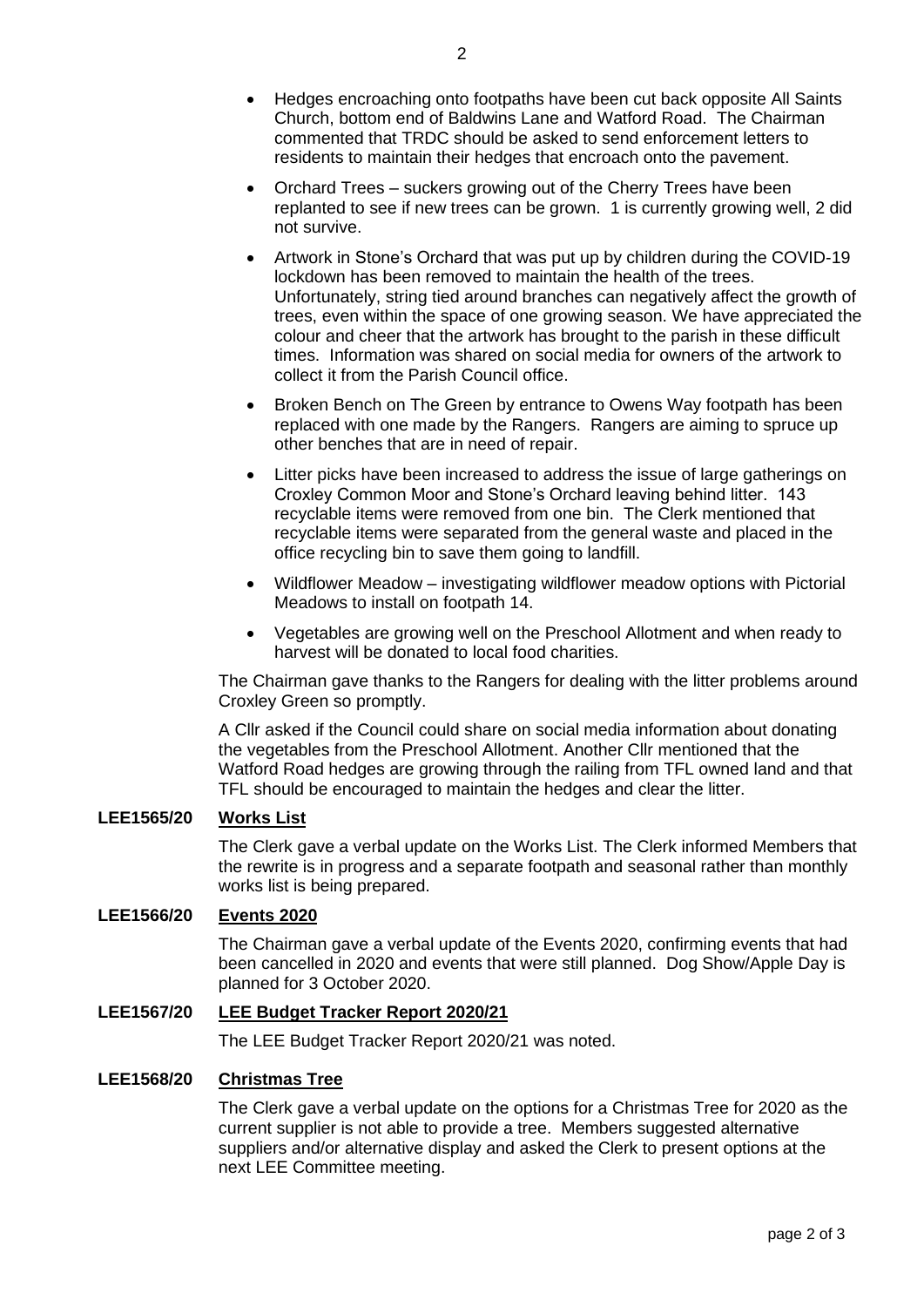- Hedges encroaching onto footpaths have been cut back opposite All Saints Church, bottom end of Baldwins Lane and Watford Road. The Chairman commented that TRDC should be asked to send enforcement letters to residents to maintain their hedges that encroach onto the pavement.
- Orchard Trees – suckers growing out of the Cherry Trees have been replanted to see if new trees can be grown. 1 is currently growing well, 2 did not survive.
- Artwork in Stone's Orchard that was put up by children during the COVID-19 lockdown has been removed to maintain the health of the trees. Unfortunately, string tied around branches can negatively affect the growth of trees, even within the space of one growing season. We have appreciated the colour and cheer that the artwork has brought to the parish in these difficult times. Information was shared on social media for owners of the artwork to collect it from the Parish Council office.
- Broken Bench on The Green by entrance to Owens Way footpath has been replaced with one made by the Rangers. Rangers are aiming to spruce up other benches that are in need of repair.
- Litter picks have been increased to address the issue of large gatherings on Croxley Common Moor and Stone's Orchard leaving behind litter. 143 recyclable items were removed from one bin. The Clerk mentioned that recyclable items were separated from the general waste and placed in the office recycling bin to save them going to landfill.
- Wildflower Meadow – investigating wildflower meadow options with Pictorial Meadows to install on footpath 14.
- Vegetables are growing well on the Preschool Allotment and when ready to harvest will be donated to local food charities.

The Chairman gave thanks to the Rangers for dealing with the litter problems around Croxley Green so promptly.

A Cllr asked if the Council could share on social media information about donating the vegetables from the Preschool Allotment. Another Cllr mentioned that the Watford Road hedges are growing through the railing from TFL owned land and that TFL should be encouraged to maintain the hedges and clear the litter.

**LEE1565/20 Works List**

The Clerk gave a verbal update on the Works List. The Clerk informed Members that the rewrite is in progress and a separate footpath and seasonal rather than monthly works list is being prepared.

**LEE1566/20 Events 2020**

The Chairman gave a verbal update of the Events 2020, confirming events that had been cancelled in 2020 and events that were still planned. Dog Show/Apple Day is planned for 3 October 2020.

**LEE1567/20 LEE Budget Tracker Report 2020/21**

The LEE Budget Tracker Report 2020/21 was noted.

**LEE1568/20 Christmas Tree**

The Clerk gave a verbal update on the options for a Christmas Tree for 2020 as the current supplier is not able to provide a tree. Members suggested alternative suppliers and/or alternative display and asked the Clerk to present options at the next LEE Committee meeting.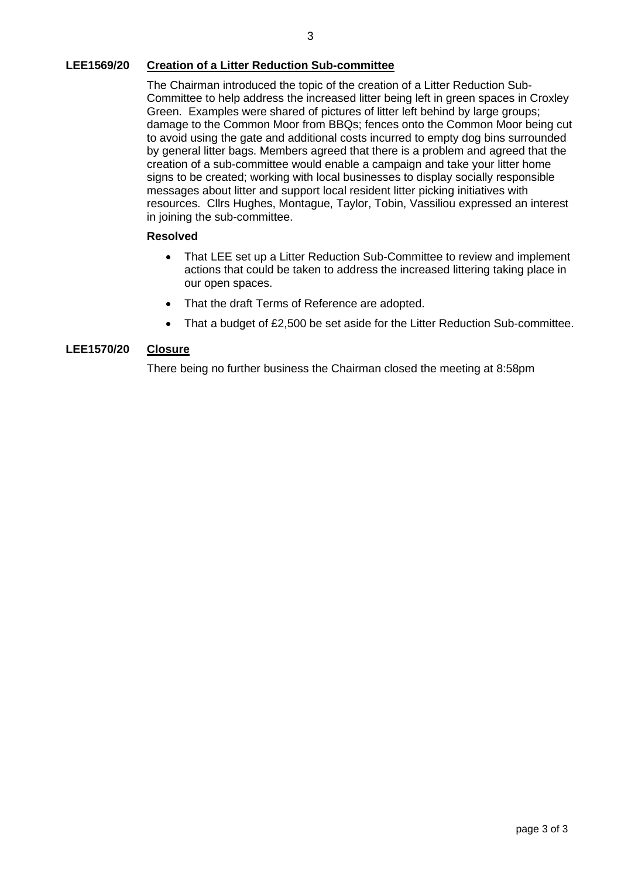**LEE1569/20 Creation of a Litter Reduction Sub-committee**

The Chairman introduced the topic of the creation of a Litter Reduction Sub-Committee to help address the increased litter being left in green spaces in Croxley Green. Examples were shared of pictures of litter left behind by large groups; damage to the Common Moor from BBQs; fences onto the Common Moor being cut to avoid using the gate and additional costs incurred to empty dog bins surrounded by general litter bags. Members agreed that there is a problem and agreed that the creation of a sub-committee would enable a campaign and take your litter home signs to be created; working with local businesses to display socially responsible messages about litter and support local resident litter picking initiatives with resources. Cllrs Hughes, Montague, Taylor, Tobin, Vassiliou expressed an interest in joining the sub-committee.

**Resolved**

- That LEE set up a Litter Reduction Sub-Committee to review and implement actions that could be taken to address the increased littering taking place in our open spaces.
- That the draft Terms of Reference are adopted.
- That a budget of £2,500 be set aside for the Litter Reduction Sub-committee.

**LEE1570/20 Closure**

There being no further business the Chairman closed the meeting at 8:58pm